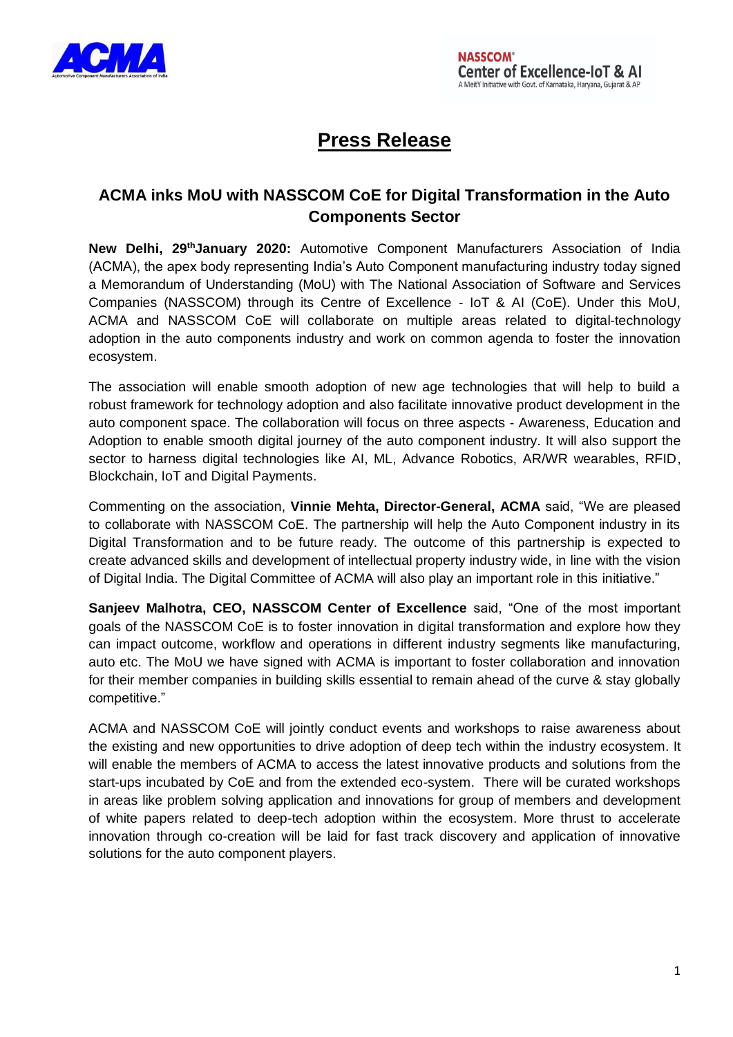ACMA

NASSCOM®
Center of Excellence-IoT & AI
A MeitY Initiative with Govt. of Karnataka, Haryana, Gujarat & AP

# Press Release

## ACMA inks MoU with NASSCOM CoE for Digital Transformation in the Auto Components Sector

**New Delhi, 29th January 2020:** Automotive Component Manufacturers Association of India (ACMA), the apex body representing India's Auto Component manufacturing industry today signed a Memorandum of Understanding (MoU) with The National Association of Software and Services Companies (NASSCOM) through its Centre of Excellence - IoT & AI (CoE). Under this MoU, ACMA and NASSCOM CoE will collaborate on multiple areas related to digital-technology adoption in the auto components industry and work on common agenda to foster the innovation ecosystem.

The association will enable smooth adoption of new age technologies that will help to build a robust framework for technology adoption and also facilitate innovative product development in the auto component space. The collaboration will focus on three aspects - Awareness, Education and Adoption to enable smooth digital journey of the auto component industry. It will also support the sector to harness digital technologies like AI, ML, Advance Robotics, AR/WR wearables, RFID, Blockchain, IoT and Digital Payments.

Commenting on the association, **Vinnie Mehta, Director-General, ACMA** said, "We are pleased to collaborate with NASSCOM CoE. The partnership will help the Auto Component industry in its Digital Transformation and to be future ready. The outcome of this partnership is expected to create advanced skills and development of intellectual property industry wide, in line with the vision of Digital India. The Digital Committee of ACMA will also play an important role in this initiative."

**Sanjeev Malhotra, CEO, NASSCOM Center of Excellence** said, "One of the most important goals of the NASSCOM CoE is to foster innovation in digital transformation and explore how they can impact outcome, workflow and operations in different industry segments like manufacturing, auto etc. The MoU we have signed with ACMA is important to foster collaboration and innovation for their member companies in building skills essential to remain ahead of the curve & stay globally competitive."

ACMA and NASSCOM CoE will jointly conduct events and workshops to raise awareness about the existing and new opportunities to drive adoption of deep tech within the industry ecosystem. It will enable the members of ACMA to access the latest innovative products and solutions from the start-ups incubated by CoE and from the extended eco-system. There will be curated workshops in areas like problem solving application and innovations for group of members and development of white papers related to deep-tech adoption within the ecosystem. More thrust to accelerate innovation through co-creation will be laid for fast track discovery and application of innovative solutions for the auto component players.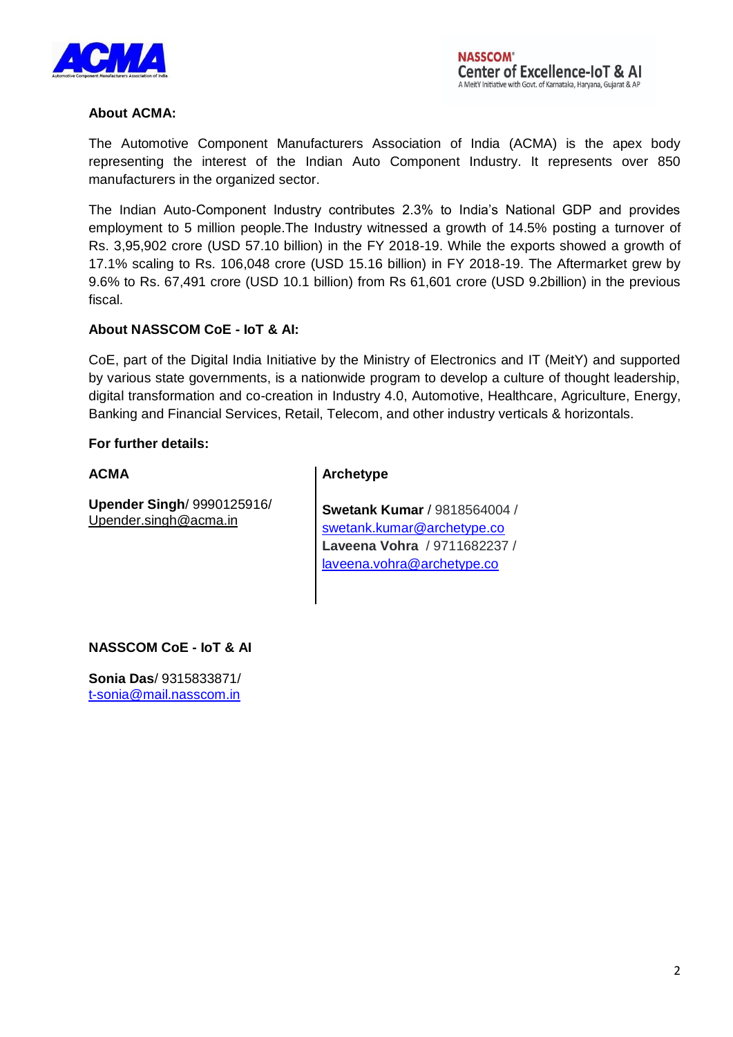### About ACMA:

The Automotive Component Manufacturers Association of India (ACMA) is the apex body representing the interest of the Indian Auto Component Industry. It represents over 850 manufacturers in the organized sector.

The Indian Auto-Component Industry contributes 2.3% to India's National GDP and provides employment to 5 million people.The Industry witnessed a growth of 14.5% posting a turnover of Rs. 3,95,902 crore (USD 57.10 billion) in the FY 2018-19. While the exports showed a growth of 17.1% scaling to Rs. 106,048 crore (USD 15.16 billion) in FY 2018-19. The Aftermarket grew by 9.6% to Rs. 67,491 crore (USD 10.1 billion) from Rs 61,601 crore (USD 9.2billion) in the previous fiscal.

### About NASSCOM CoE - IoT & AI:

CoE, part of the Digital India Initiative by the Ministry of Electronics and IT (MeitY) and supported by various state governments, is a nationwide program to develop a culture of thought leadership, digital transformation and co-creation in Industry 4.0, Automotive, Healthcare, Agriculture, Energy, Banking and Financial Services, Retail, Telecom, and other industry verticals & horizontals.

### For further details:

**ACMA**

**Upender Singh**/ 9990125916/ Upender.singh@acma.in

**Archetype**

**Swetank Kumar** / 9818564004 / swetank.kumar@archetype.co
**Laveena Vohra** / 9711682237 / laveena.vohra@archetype.co

**NASSCOM CoE - IoT & AI**

**Sonia Das**/ 9315833871/ t-sonia@mail.nasscom.in